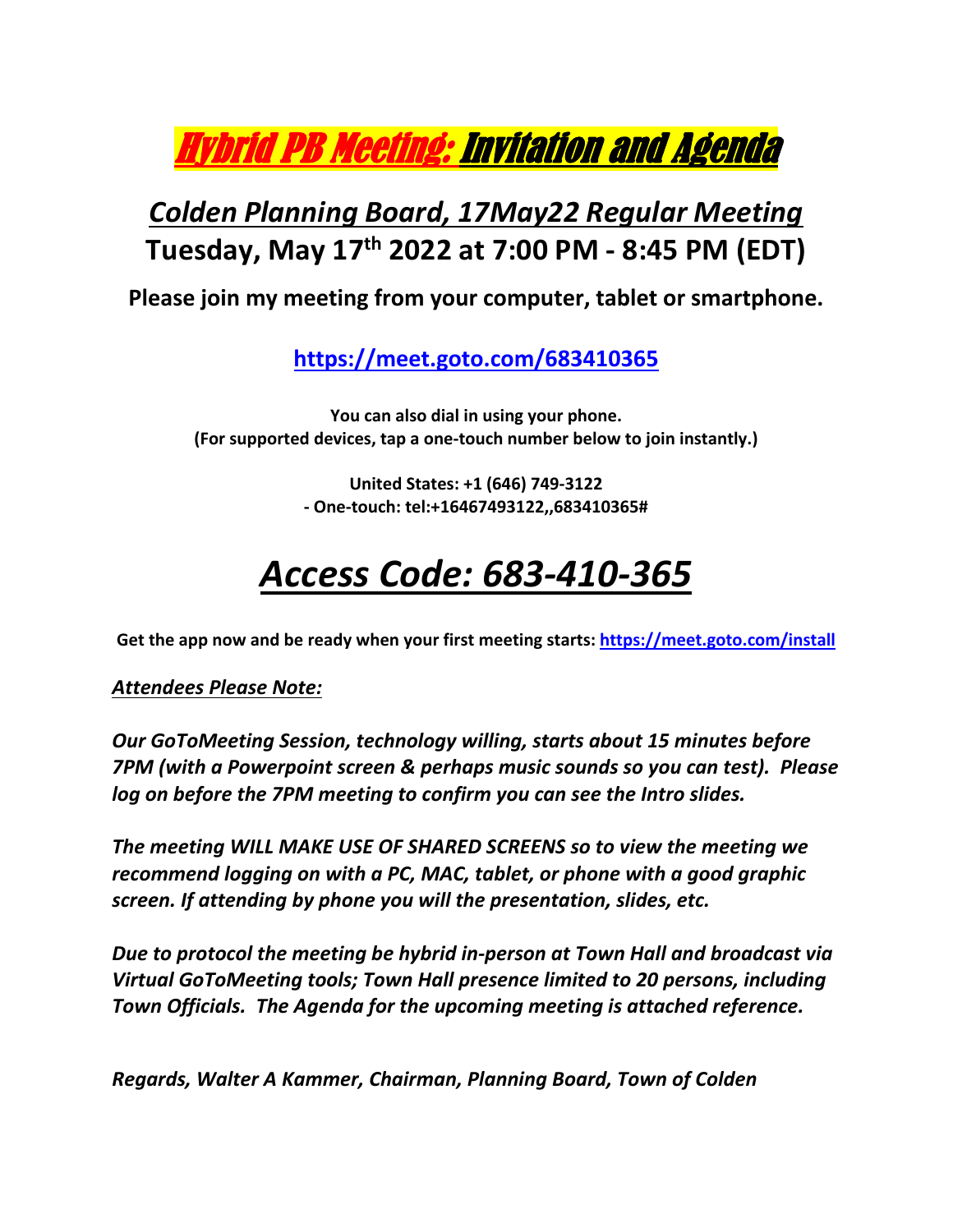# Hybrid PB Meeting: Invitation and Agenda

## *Colden Planning Board, 17May22 Regular Meeting*

## Tuesday, May 17th 2022 at 7:00 PM - 8:45 PM (EDT)

**Please join my meeting from your computer, tablet or smartphone.**

**https://meet.goto.com/683410365**

**You can also dial in using your phone.**
**(For supported devices, tap a one-touch number below to join instantly.)**

**United States: +1 (646) 749-3122**
**- One-touch: tel:+16467493122,,683410365#**

# *Access Code: 683-410-365*

**Get the app now and be ready when your first meeting starts: https://meet.goto.com/install**

***Attendees Please Note:***

***Our GoToMeeting Session, technology willing, starts about 15 minutes before 7PM (with a Powerpoint screen & perhaps music sounds so you can test). Please log on before the 7PM meeting to confirm you can see the Intro slides.***

***The meeting WILL MAKE USE OF SHARED SCREENS so to view the meeting we recommend logging on with a PC, MAC, tablet, or phone with a good graphic screen. If attending by phone you will the presentation, slides, etc.***

***Due to protocol the meeting be hybrid in-person at Town Hall and broadcast via Virtual GoToMeeting tools; Town Hall presence limited to 20 persons, including Town Officials. The Agenda for the upcoming meeting is attached reference.***

***Regards, Walter A Kammer, Chairman, Planning Board, Town of Colden***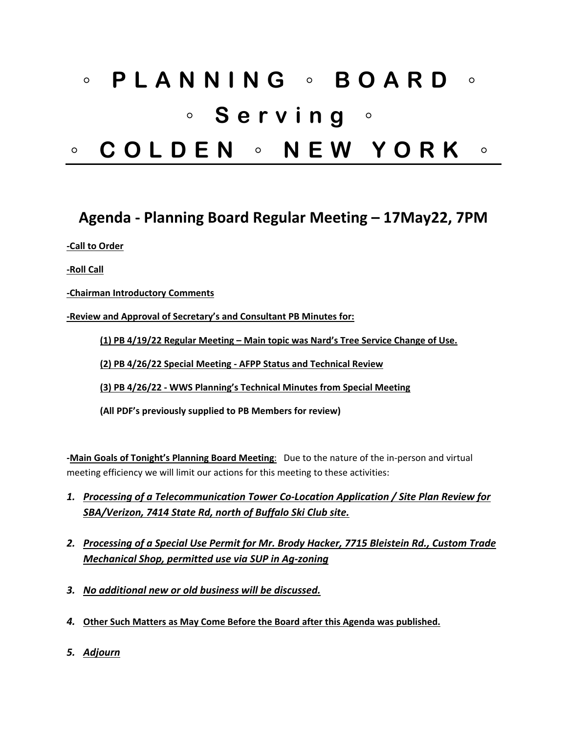# ◦ PLANNING ◦ BOARD ◦
# ◦ Serving ◦
# ◦ COLDEN ◦ NEW YORK ◦

---

## Agenda - Planning Board Regular Meeting – 17May22, 7PM

**-Call to Order**

**-Roll Call**

**-Chairman Introductory Comments**

**-Review and Approval of Secretary's and Consultant PB Minutes for:**

> **(1) PB 4/19/22 Regular Meeting – Main topic was Nard's Tree Service Change of Use.**
>
> **(2) PB 4/26/22 Special Meeting - AFPP Status and Technical Review**
>
> **(3) PB 4/26/22 - WWS Planning's Technical Minutes from Special Meeting**
>
> **(All PDF's previously supplied to PB Members for review)**

**-Main Goals of Tonight's Planning Board Meeting**: Due to the nature of the in-person and virtual meeting efficiency we will limit our actions for this meeting to these activities:

1. ***Processing of a Telecommunication Tower Co-Location Application / Site Plan Review for SBA/Verizon, 7414 State Rd, north of Buffalo Ski Club site.***
2. ***Processing of a Special Use Permit for Mr. Brody Hacker, 7715 Bleistein Rd., Custom Trade Mechanical Shop, permitted use via SUP in Ag-zoning***
3. ***No additional new or old business will be discussed.***
4. **Other Such Matters as May Come Before the Board after this Agenda was published.**
5. ***Adjourn***